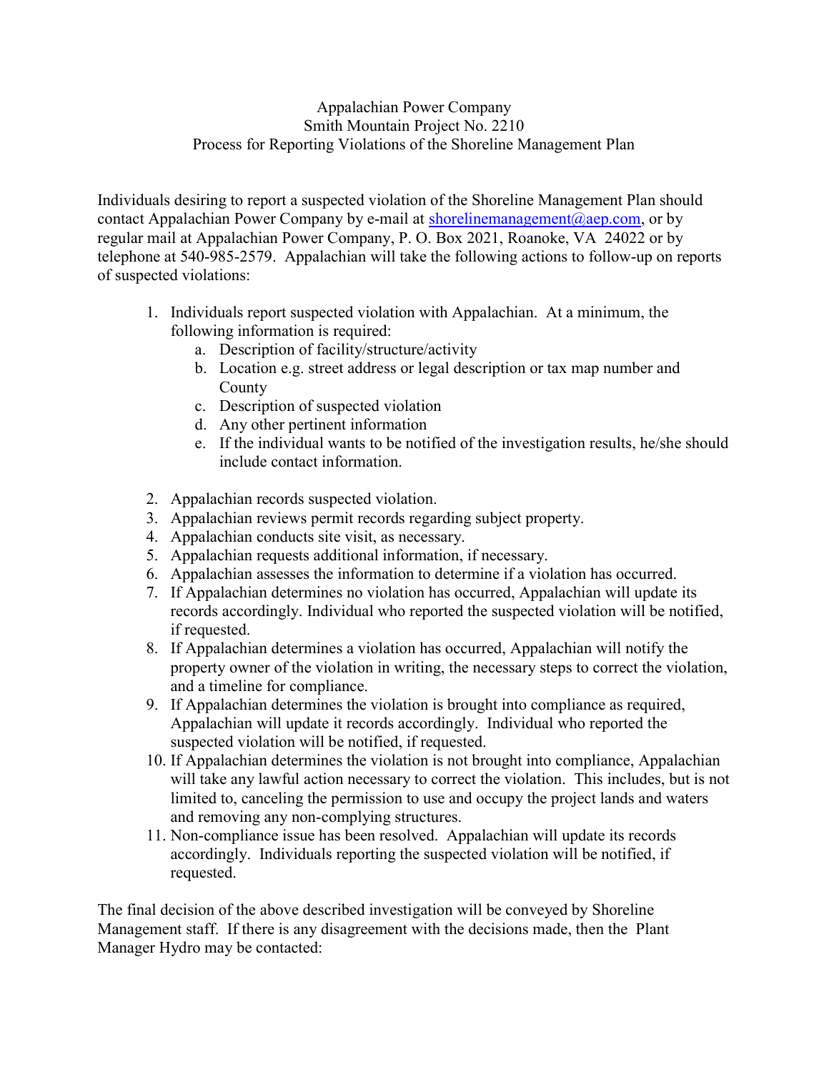# Appalachian Power Company
## Smith Mountain Project No. 2210
## Process for Reporting Violations of the Shoreline Management Plan

Individuals desiring to report a suspected violation of the Shoreline Management Plan should contact Appalachian Power Company by e-mail at shorelinemanagement@aep.com, or by regular mail at Appalachian Power Company, P. O. Box 2021, Roanoke, VA 24022 or by telephone at 540-985-2579. Appalachian will take the following actions to follow-up on reports of suspected violations:

1. Individuals report suspected violation with Appalachian. At a minimum, the following information is required:
   a. Description of facility/structure/activity
   b. Location e.g. street address or legal description or tax map number and County
   c. Description of suspected violation
   d. Any other pertinent information
   e. If the individual wants to be notified of the investigation results, he/she should include contact information.

2. Appalachian records suspected violation.
3. Appalachian reviews permit records regarding subject property.
4. Appalachian conducts site visit, as necessary.
5. Appalachian requests additional information, if necessary.
6. Appalachian assesses the information to determine if a violation has occurred.
7. If Appalachian determines no violation has occurred, Appalachian will update its records accordingly. Individual who reported the suspected violation will be notified, if requested.
8. If Appalachian determines a violation has occurred, Appalachian will notify the property owner of the violation in writing, the necessary steps to correct the violation, and a timeline for compliance.
9. If Appalachian determines the violation is brought into compliance as required, Appalachian will update it records accordingly. Individual who reported the suspected violation will be notified, if requested.
10. If Appalachian determines the violation is not brought into compliance, Appalachian will take any lawful action necessary to correct the violation. This includes, but is not limited to, canceling the permission to use and occupy the project lands and waters and removing any non-complying structures.
11. Non-compliance issue has been resolved. Appalachian will update its records accordingly. Individuals reporting the suspected violation will be notified, if requested.

The final decision of the above described investigation will be conveyed by Shoreline Management staff. If there is any disagreement with the decisions made, then the Plant Manager Hydro may be contacted: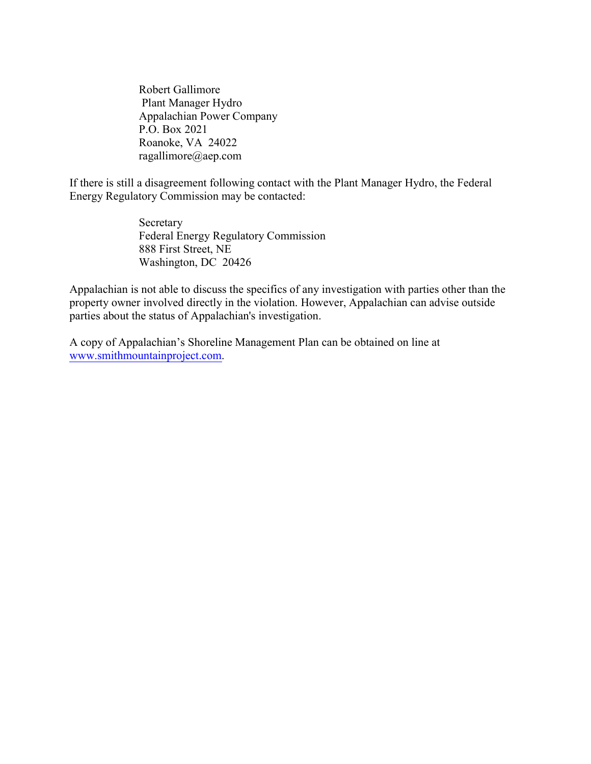Robert Gallimore
Plant Manager Hydro
Appalachian Power Company
P.O. Box 2021
Roanoke, VA 24022
ragallimore@aep.com

If there is still a disagreement following contact with the Plant Manager Hydro, the Federal Energy Regulatory Commission may be contacted:

Secretary
Federal Energy Regulatory Commission
888 First Street, NE
Washington, DC 20426

Appalachian is not able to discuss the specifics of any investigation with parties other than the property owner involved directly in the violation. However, Appalachian can advise outside parties about the status of Appalachian's investigation.

A copy of Appalachian's Shoreline Management Plan can be obtained on line at [www.smithmountainproject.com](http://www.smithmountainproject.com).